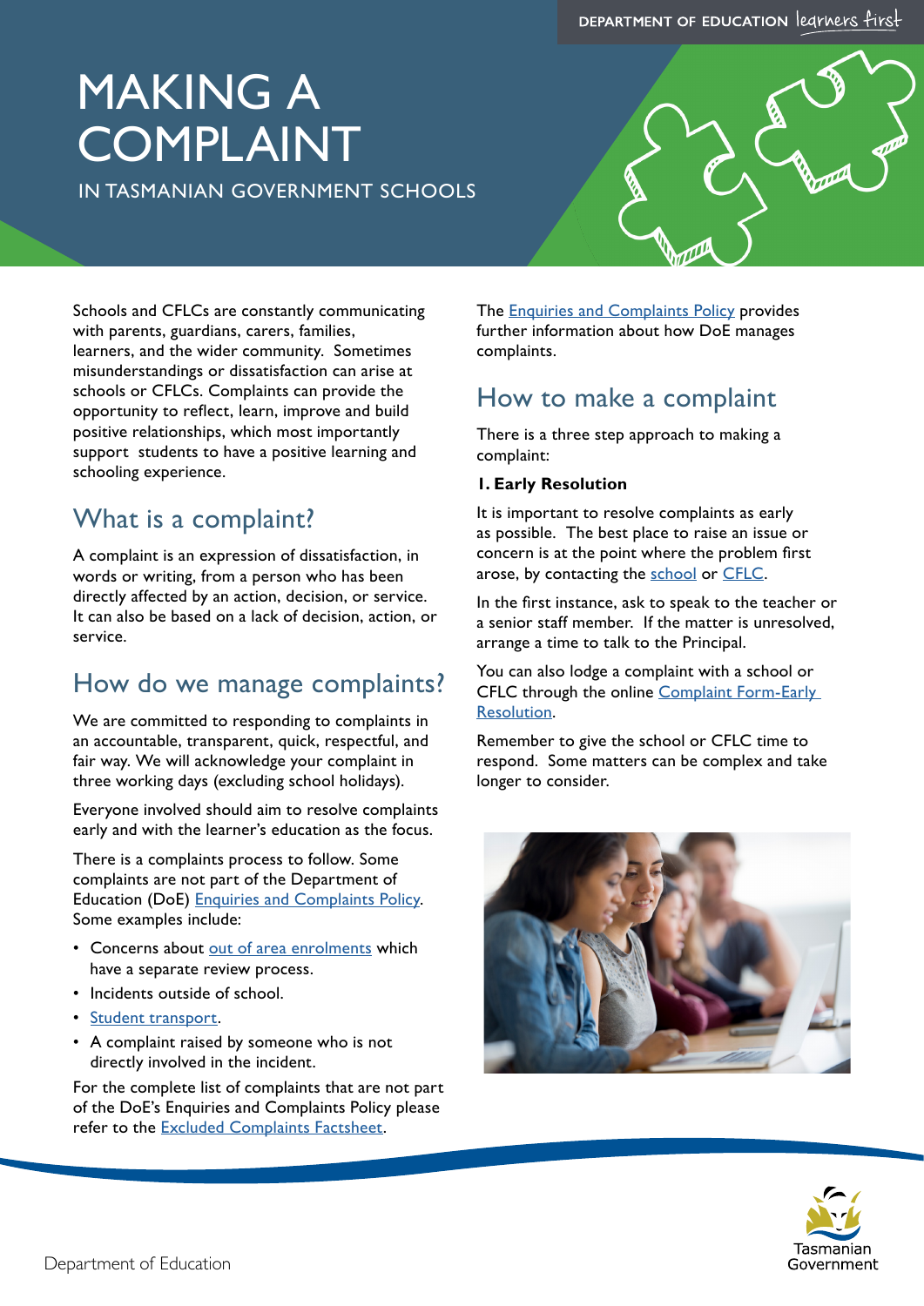# MAKING A COMPLAINT

IN TASMANIAN GOVERNMENT SCHOOLS

Schools and CFLCs are constantly communicating with parents, guardians, carers, families, learners, and the wider community. Sometimes misunderstandings or dissatisfaction can arise at schools or CFLCs. Complaints can provide the opportunity to reflect, learn, improve and build positive relationships, which most importantly support students to have a positive learning and schooling experience.

## What is a complaint?

A complaint is an expression of dissatisfaction, in words or writing, from a person who has been directly affected by an action, decision, or service. It can also be based on a lack of decision, action, or service.

## How do we manage complaints?

We are committed to responding to complaints in an accountable, transparent, quick, respectful, and fair way. We will acknowledge your complaint in three working days (excluding school holidays).

Everyone involved should aim to resolve complaints early and with the learner's education as the focus.

There is a complaints process to follow. Some complaints are not part of the Department of Education (DoE) Enquiries and Complaints Policy. Some examples include:

- Concerns about out of area enrolments which have a separate review process.
- Incidents outside of school.
- Student transport.
- A complaint raised by someone who is not directly involved in the incident.

For the complete list of complaints that are not part of the DoE's Enquiries and Complaints Policy please refer to the Excluded Complaints Factsheet.

The Enquiries and Complaints Policy provides further information about how DoE manages complaints.

## How to make a complaint

There is a three step approach to making a complaint:

**1. Early Resolution**

It is important to resolve complaints as early as possible. The best place to raise an issue or concern is at the point where the problem first arose, by contacting the school or CFLC.

In the first instance, ask to speak to the teacher or a senior staff member. If the matter is unresolved, arrange a time to talk to the Principal.

You can also lodge a complaint with a school or CFLC through the online Complaint Form-Early Resolution.

Remember to give the school or CFLC time to respond. Some matters can be complex and take longer to consider.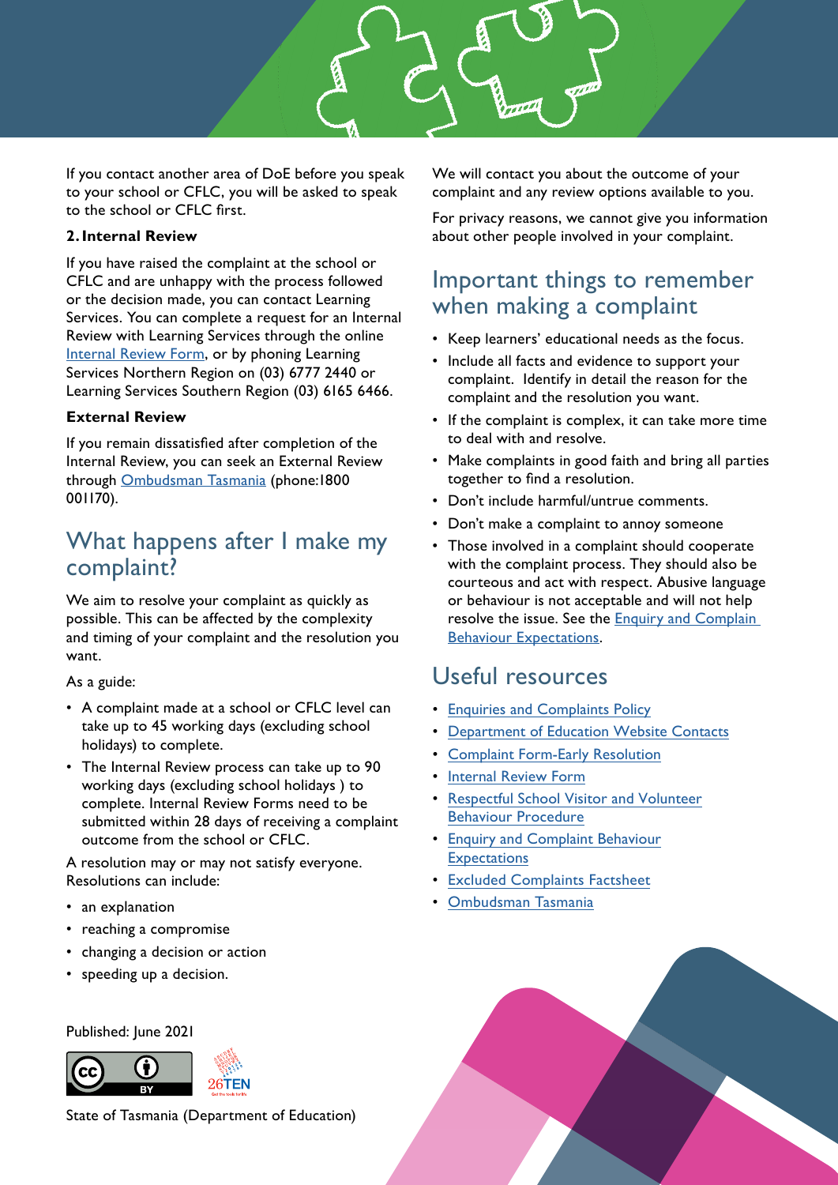If you contact another area of DoE before you speak to your school or CFLC, you will be asked to speak to the school or CFLC first.

**2. Internal Review**

If you have raised the complaint at the school or CFLC and are unhappy with the process followed or the decision made, you can contact Learning Services. You can complete a request for an Internal Review with Learning Services through the online Internal Review Form, or by phoning Learning Services Northern Region on (03) 6777 2440 or Learning Services Southern Region (03) 6165 6466.

**External Review**

If you remain dissatisfied after completion of the Internal Review, you can seek an External Review through Ombudsman Tasmania (phone:1800 001170).

## What happens after I make my complaint?

We aim to resolve your complaint as quickly as possible. This can be affected by the complexity and timing of your complaint and the resolution you want.

As a guide:

- A complaint made at a school or CFLC level can take up to 45 working days (excluding school holidays) to complete.
- The Internal Review process can take up to 90 working days (excluding school holidays ) to complete. Internal Review Forms need to be submitted within 28 days of receiving a complaint outcome from the school or CFLC.

A resolution may or may not satisfy everyone. Resolutions can include:

- an explanation
- reaching a compromise
- changing a decision or action
- speeding up a decision.

We will contact you about the outcome of your complaint and any review options available to you.

For privacy reasons, we cannot give you information about other people involved in your complaint.

## Important things to remember when making a complaint

- Keep learners' educational needs as the focus.
- Include all facts and evidence to support your complaint. Identify in detail the reason for the complaint and the resolution you want.
- If the complaint is complex, it can take more time to deal with and resolve.
- Make complaints in good faith and bring all parties together to find a resolution.
- Don't include harmful/untrue comments.
- Don't make a complaint to annoy someone
- Those involved in a complaint should cooperate with the complaint process. They should also be courteous and act with respect. Abusive language or behaviour is not acceptable and will not help resolve the issue. See the Enquiry and Complain Behaviour Expectations.

## Useful resources

- Enquiries and Complaints Policy
- Department of Education Website Contacts
- Complaint Form-Early Resolution
- Internal Review Form
- Respectful School Visitor and Volunteer Behaviour Procedure
- Enquiry and Complaint Behaviour Expectations
- Excluded Complaints Factsheet
- Ombudsman Tasmania

Published: June 2021

State of Tasmania (Department of Education)